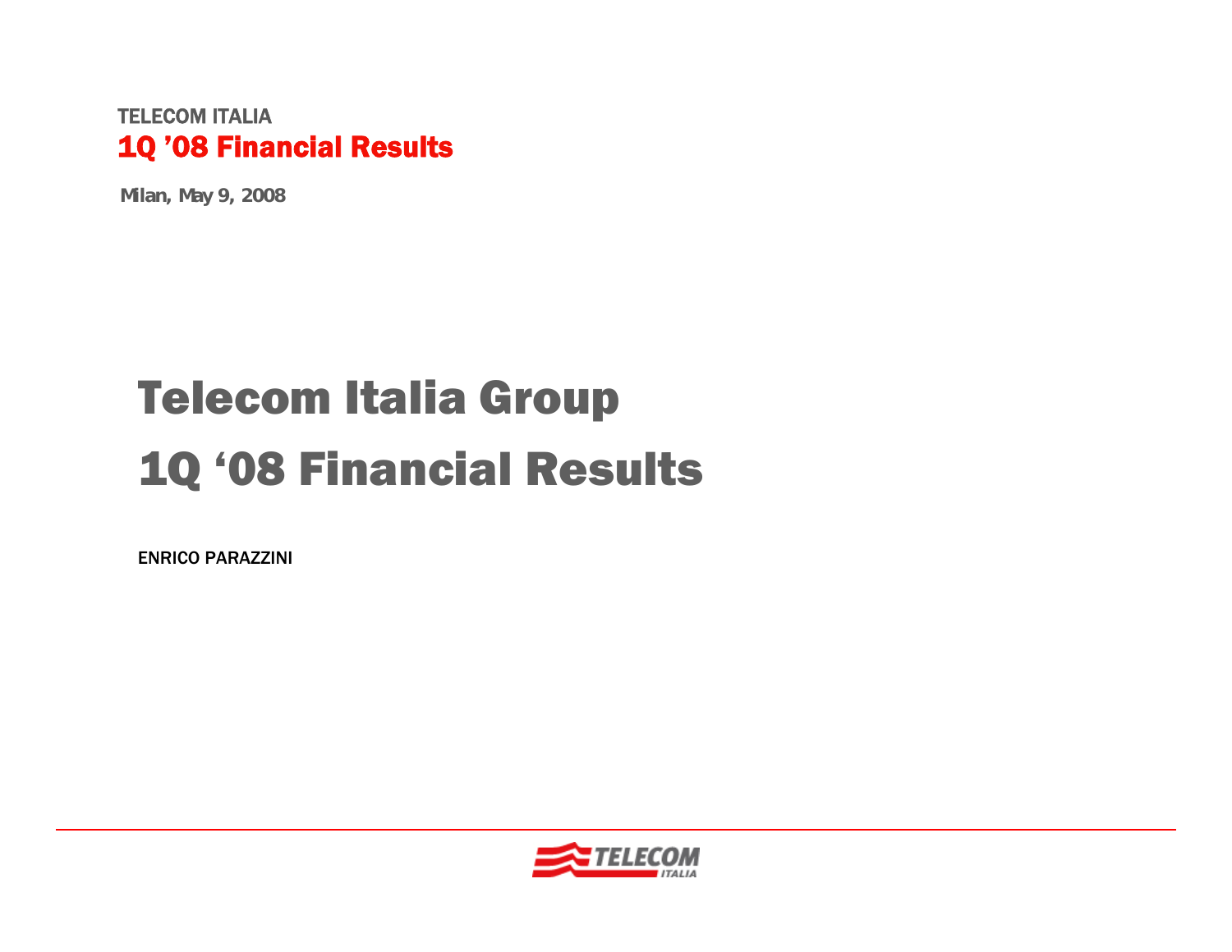TELECOM ITALIA

**1Q ’08 Financial Results**

**Milan, May 9, 2008**

# Telecom Italia Group
# 1Q ‘08 Financial Results

ENRICO PARAZZINI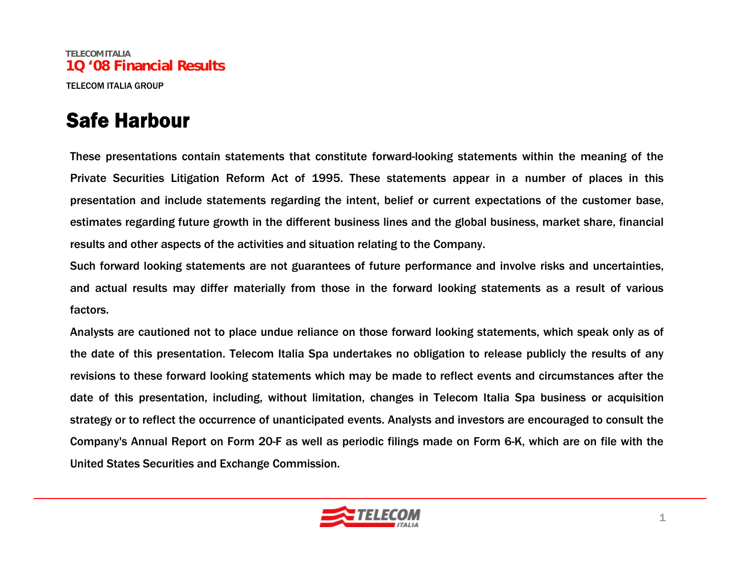# Safe Harbour

These presentations contain statements that constitute forward-looking statements within the meaning of the Private Securities Litigation Reform Act of 1995. These statements appear in a number of places in this presentation and include statements regarding the intent, belief or current expectations of the customer base, estimates regarding future growth in the different business lines and the global business, market share, financial results and other aspects of the activities and situation relating to the Company.

Such forward looking statements are not guarantees of future performance and involve risks and uncertainties, and actual results may differ materially from those in the forward looking statements as a result of various factors.

Analysts are cautioned not to place undue reliance on those forward looking statements, which speak only as of the date of this presentation. Telecom Italia Spa undertakes no obligation to release publicly the results of any revisions to these forward looking statements which may be made to reflect events and circumstances after the date of this presentation, including, without limitation, changes in Telecom Italia Spa business or acquisition strategy or to reflect the occurrence of unanticipated events. Analysts and investors are encouraged to consult the Company's Annual Report on Form 20-F as well as periodic filings made on Form 6-K, which are on file with the United States Securities and Exchange Commission.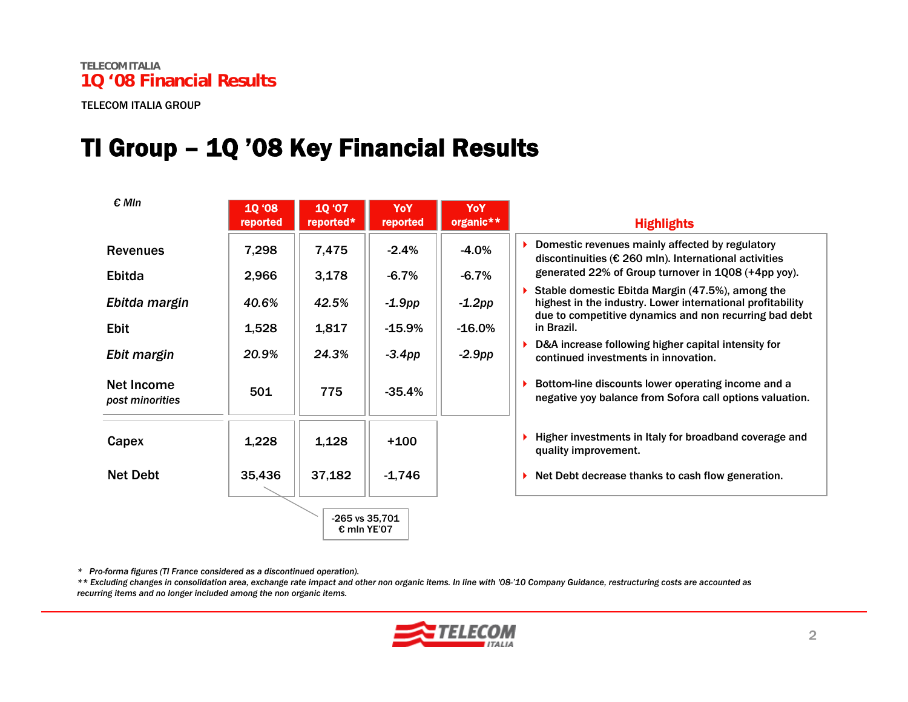# TI Group – 1Q '08 Key Financial Results

| € Mln | 1Q '08 reported | 1Q '07 reported* | YoY reported | YoY organic** |
|---|---|---|---|---|
| Revenues | 7,298 | 7,475 | -2.4% | -4.0% |
| Ebitda | 2,966 | 3,178 | -6.7% | -6.7% |
| *Ebitda margin* | *40.6%* | *42.5%* | *-1.9pp* | *-1.2pp* |
| Ebit | 1,528 | 1,817 | -15.9% | -16.0% |
| *Ebit margin* | *20.9%* | *24.3%* | *-3.4pp* | *-2.9pp* |
| Net Income *post minorities* | 501 | 775 | -35.4% | |
| Capex | 1,228 | 1,128 | +100 | |
| Net Debt | 35,436 | 37,182 | -1,746 | |

Net Debt 1Q '08: -265 vs 35,701 € mln YE'07

## Highlights

- Domestic revenues mainly affected by regulatory discontinuities (€ 260 mln). International activities generated 22% of Group turnover in 1Q08 (+4pp yoy).
- Stable domestic Ebitda Margin (47.5%), among the highest in the industry. Lower international profitability due to competitive dynamics and non recurring bad debt in Brazil.
- D&A increase following higher capital intensity for continued investments in innovation.
- Bottom-line discounts lower operating income and a negative yoy balance from Sofora call options valuation.
- Higher investments in Italy for broadband coverage and quality improvement.
- Net Debt decrease thanks to cash flow generation.

*\* Pro-forma figures (TI France considered as a discontinued operation).*

*\*\* Excluding changes in consolidation area, exchange rate impact and other non organic items. In line with '08-'10 Company Guidance, restructuring costs are accounted as recurring items and no longer included among the non organic items.*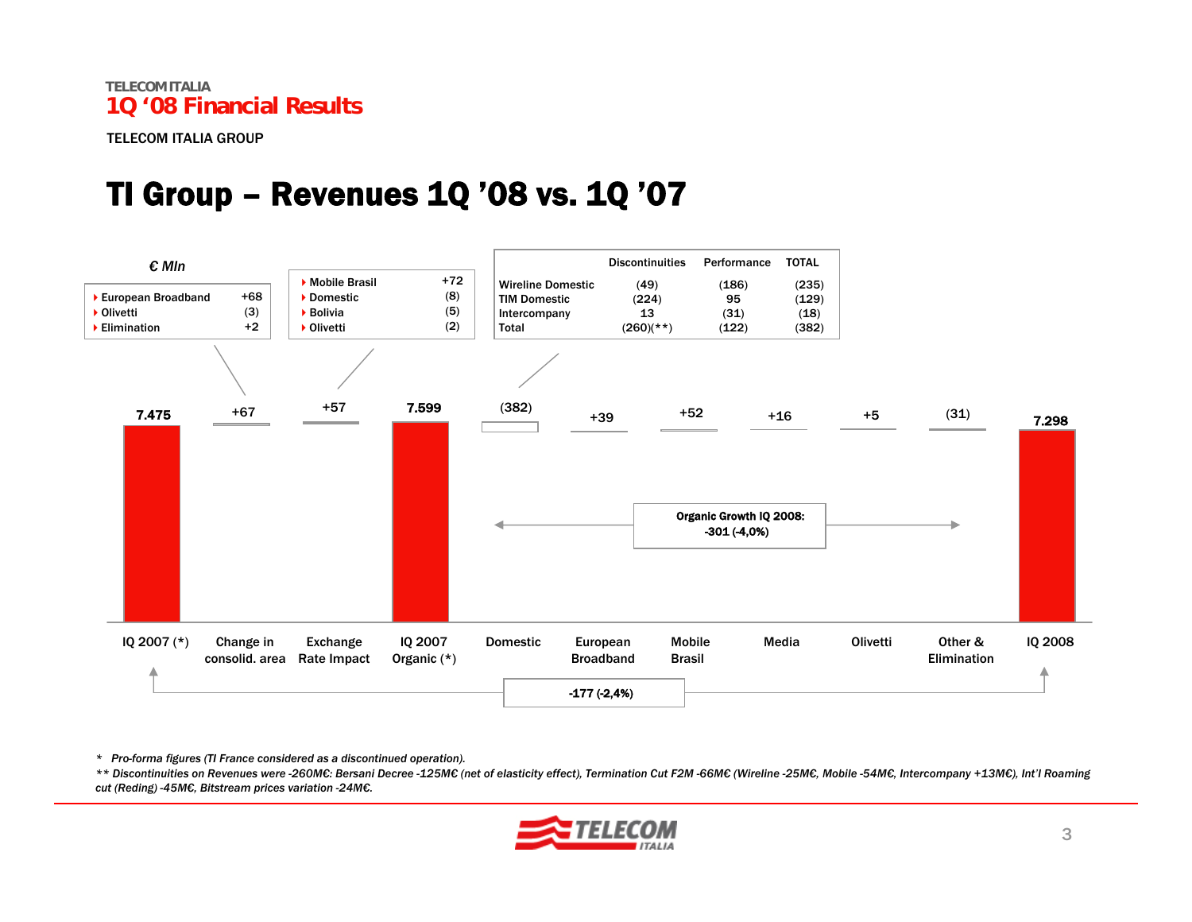# TI Group – Revenues 1Q '08 vs. 1Q '07

€ Mln

| | |
|---|---|
| European Broadband | +68 |
| Olivetti | (3) |
| Elimination | +2 |

| | |
|---|---|
| Mobile Brasil | +72 |
| Domestic | (8) |
| Bolivia | (5) |
| Olivetti | (2) |

| | Discontinuities | Performance | TOTAL |
|---|---|---|---|
| Wireline Domestic | (49) | (186) | (235) |
| TIM Domestic | (224) | 95 | (129) |
| Intercompany | 13 | (31) | (18) |
| Total | (260)(**) | (122) | (382) |

| IQ 2007 (*) | Change in consolid. area | Exchange Rate Impact | IQ 2007 Organic (*) | Domestic | European Broadband | Mobile Brasil | Media | Olivetti | Other & Elimination | IQ 2008 |
|---|---|---|---|---|---|---|---|---|---|---|
| 7.475 | +67 | +57 | 7.599 | (382) | +39 | +52 | +16 | +5 | (31) | 7.298 |

Organic Growth IQ 2008: -301 (-4,0%)

-177 (-2,4%)

\* Pro-forma figures (TI France considered as a discontinued operation).

** Discontinuities on Revenues were -260M€: Bersani Decree -125M€ (net of elasticity effect), Termination Cut F2M -66M€ (Wireline -25M€, Mobile -54M€, Intercompany +13M€), Int'l Roaming cut (Reding) -45M€, Bitstream prices variation -24M€.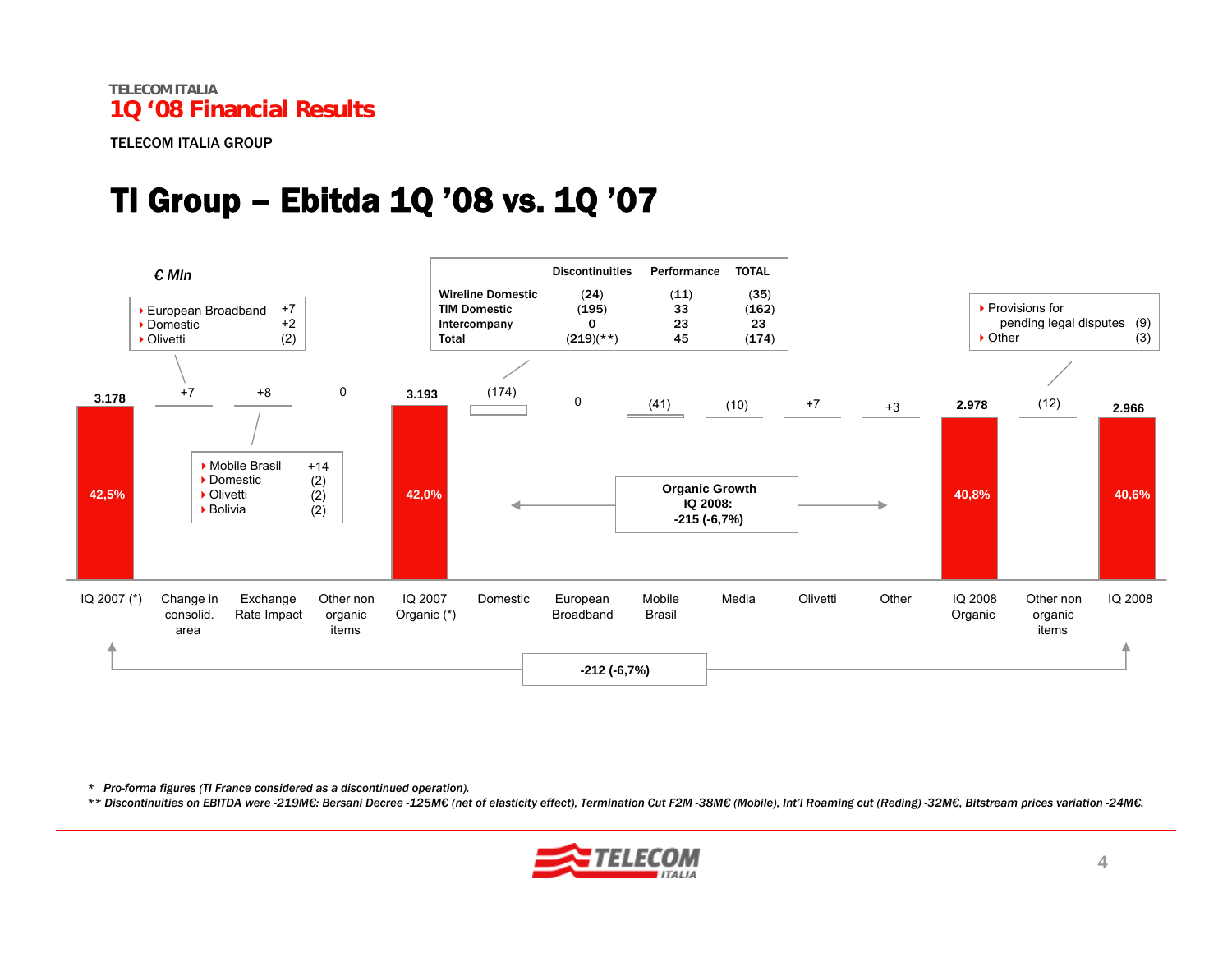# TI Group – Ebitda 1Q ’08 vs. 1Q ’07

€ Mln

| | IQ 2007 (*) | Change in consolid. area | Exchange Rate Impact | Other non organic items | IQ 2007 Organic (*) | Domestic | European Broadband | Mobile Brasil | Media | Olivetti | Other | IQ 2008 Organic | Other non organic items | IQ 2008 |
|---|---|---|---|---|---|---|---|---|---|---|---|---|---|---|
| Ebitda | 3.178 | +7 | +8 | 0 | 3.193 | (174) | 0 | (41) | (10) | +7 | +3 | 2.978 | (12) | 2.966 |
| Margin | 42,5% | | | | 42,0% | | | | | | | 40,8% | | 40,6% |

Change in consolid. area:
- European Broadband +7
- Domestic +2
- Olivetti (2)

Exchange Rate Impact:
- Mobile Brasil +14
- Domestic (2)
- Olivetti (2)
- Bolivia (2)

Domestic:

| | Discontinuities | Performance | TOTAL |
|---|---|---|---|
| Wireline Domestic | (24) | (11) | (35) |
| TIM Domestic | (195) | 33 | (162) |
| Intercompany | 0 | 23 | 23 |
| Total | (219)(**) | 45 | (174) |

Other non organic items (IQ 2008):
- Provisions for pending legal disputes (9)
- Other (3)

**Organic Growth IQ 2008: -215 (-6,7%)**

**-212 (-6,7%)**

*Pro-forma figures (TI France considered as a discontinued operation).*

*** Discontinuities on EBITDA were -219M€: Bersani Decree -125M€ (net of elasticity effect), Termination Cut F2M -38M€ (Mobile), Int’l Roaming cut (Reding) -32M€, Bitstream prices variation -24M€.*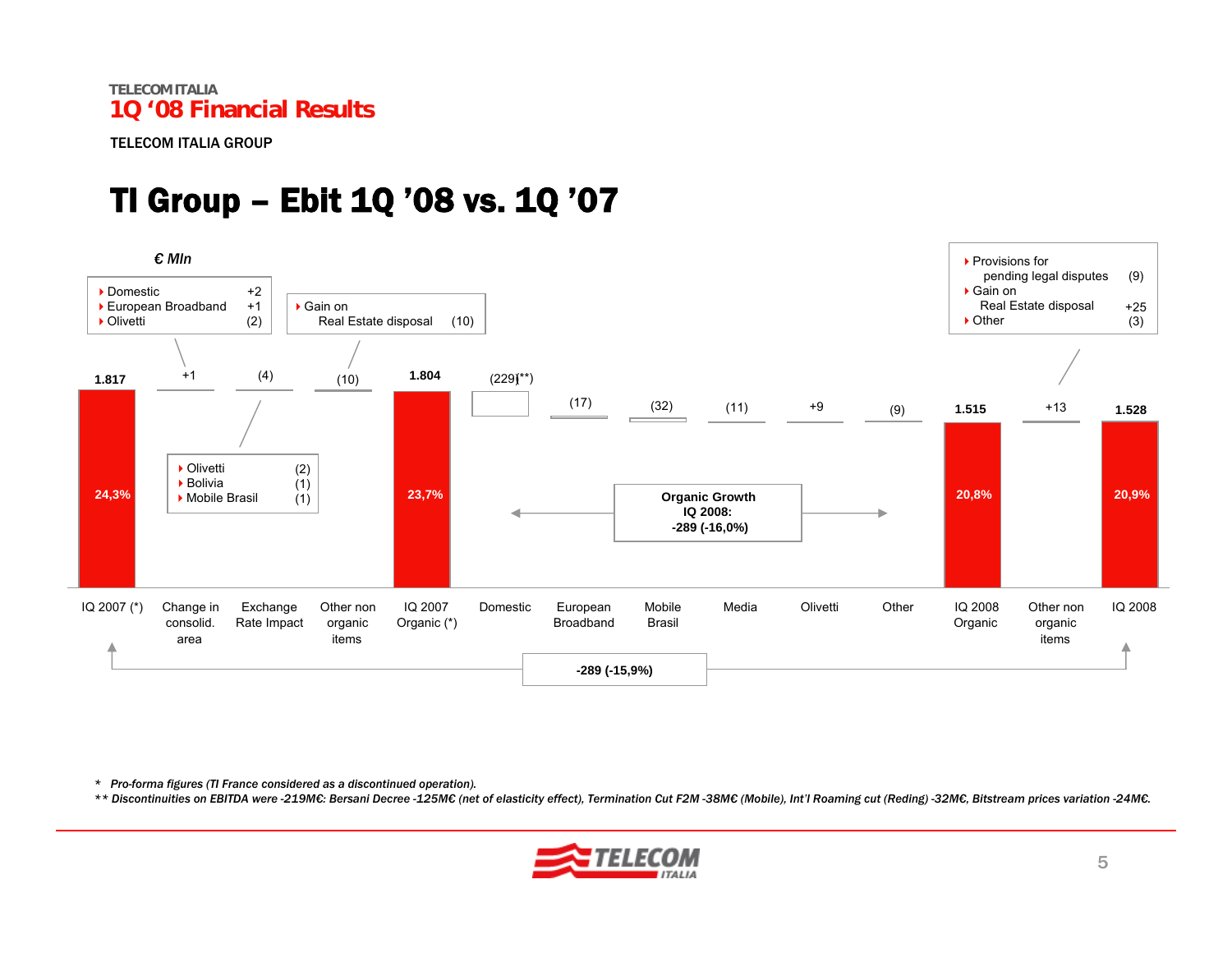TELECOM ITALIA
# 1Q '08 Financial Results

TELECOM ITALIA GROUP

## TI Group – Ebit 1Q '08 vs. 1Q '07

*€ Mln*

| | IQ 2007 (*) | Change in consolid. area | Exchange Rate Impact | Other non organic items | IQ 2007 Organic (*) | Domestic | European Broadband | Mobile Brasil | Media | Olivetti | Other | IQ 2008 Organic | Other non organic items | IQ 2008 |
|---|---|---|---|---|---|---|---|---|---|---|---|---|---|---|
| Value | 1.817 | +1 | (4) | (10) | 1.804 | (229)(**) | (17) | (32) | (11) | +9 | (9) | 1.515 | +13 | 1.528 |
| Margin | 24,3% | | | | 23,7% | | | | | | | 20,8% | | 20,9% |

Change in consolid. area:
- Domestic +2
- European Broadband +1
- Olivetti (2)

Exchange Rate Impact:
- Olivetti (2)
- Bolivia (1)
- Mobile Brasil (1)

Other non organic items (IQ 2007):
- Gain on Real Estate disposal (10)

Other non organic items (IQ 2008):
- Provisions for pending legal disputes (9)
- Gain on Real Estate disposal +25
- Other (3)

**Organic Growth IQ 2008: -289 (-16,0%)**

**-289 (-15,9%)**

\* *Pro-forma figures (TI France considered as a discontinued operation).*

\*\* ***Discontinuities on EBITDA were -219M€: Bersani Decree -125M€ (net of elasticity effect), Termination Cut F2M -38M€ (Mobile), Int'l Roaming cut (Reding) -32M€, Bitstream prices variation -24M€.***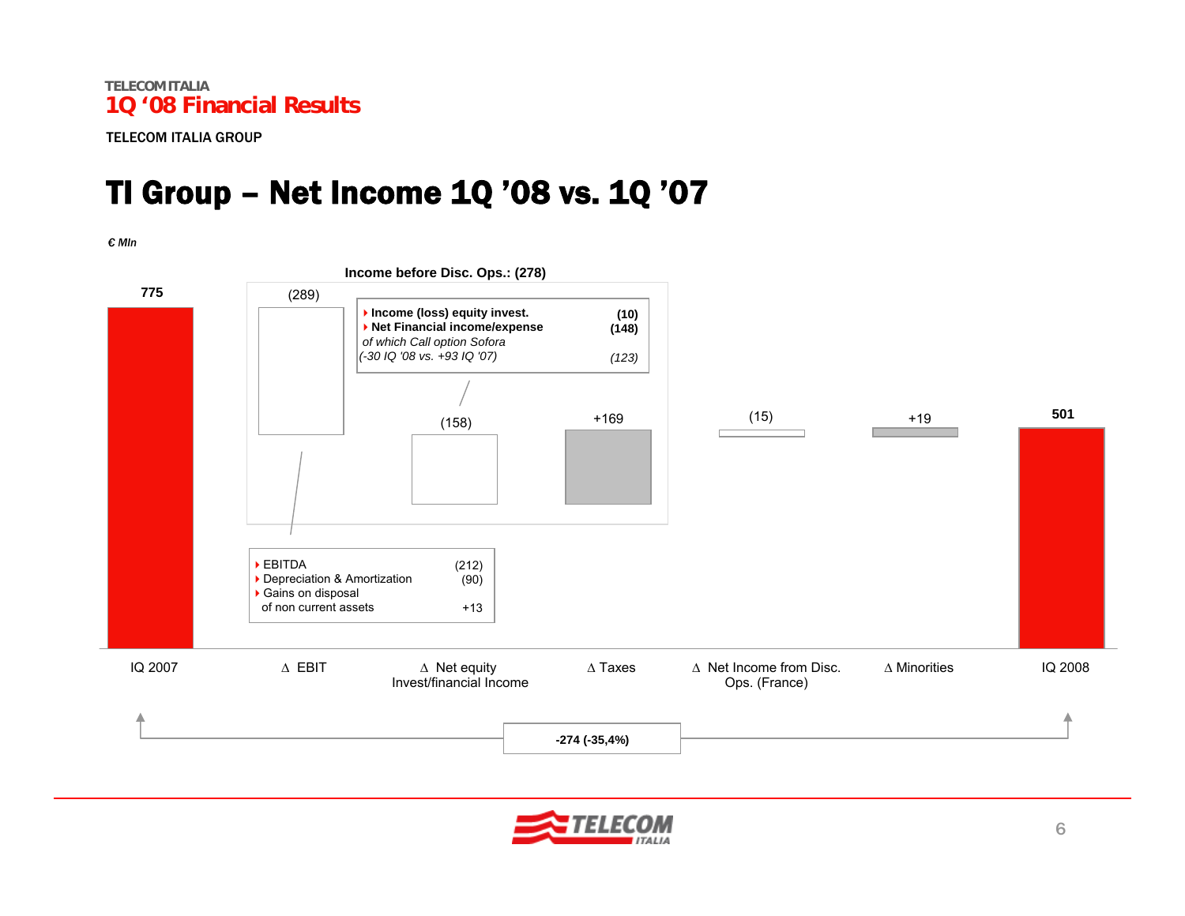TELECOM ITALIA
1Q '08 Financial Results

TELECOM ITALIA GROUP

# TI Group – Net Income 1Q '08 vs. 1Q '07

*€ Mln*

**Income before Disc. Ops.: (278)**

| | IQ 2007 | Δ EBIT | Δ Net equity Invest/financial Income | Δ Taxes | Δ Net Income from Disc. Ops. (France) | Δ Minorities | IQ 2008 |
|---|---|---|---|---|---|---|---|
| € Mln | **775** | (289) | (158) | +169 | (15) | +19 | **501** |

Δ EBIT breakdown:

- EBITDA (212)
- Depreciation & Amortization (90)
- Gains on disposal of non current assets +13

Δ Net equity Invest/financial Income breakdown:

- **Income (loss) equity invest.** **(10)**
- **Net Financial income/expense** **(148)**
  *of which Call option Sofora (-30 IQ '08 vs. +93 IQ '07)* *(123)*

**-274 (-35,4%)**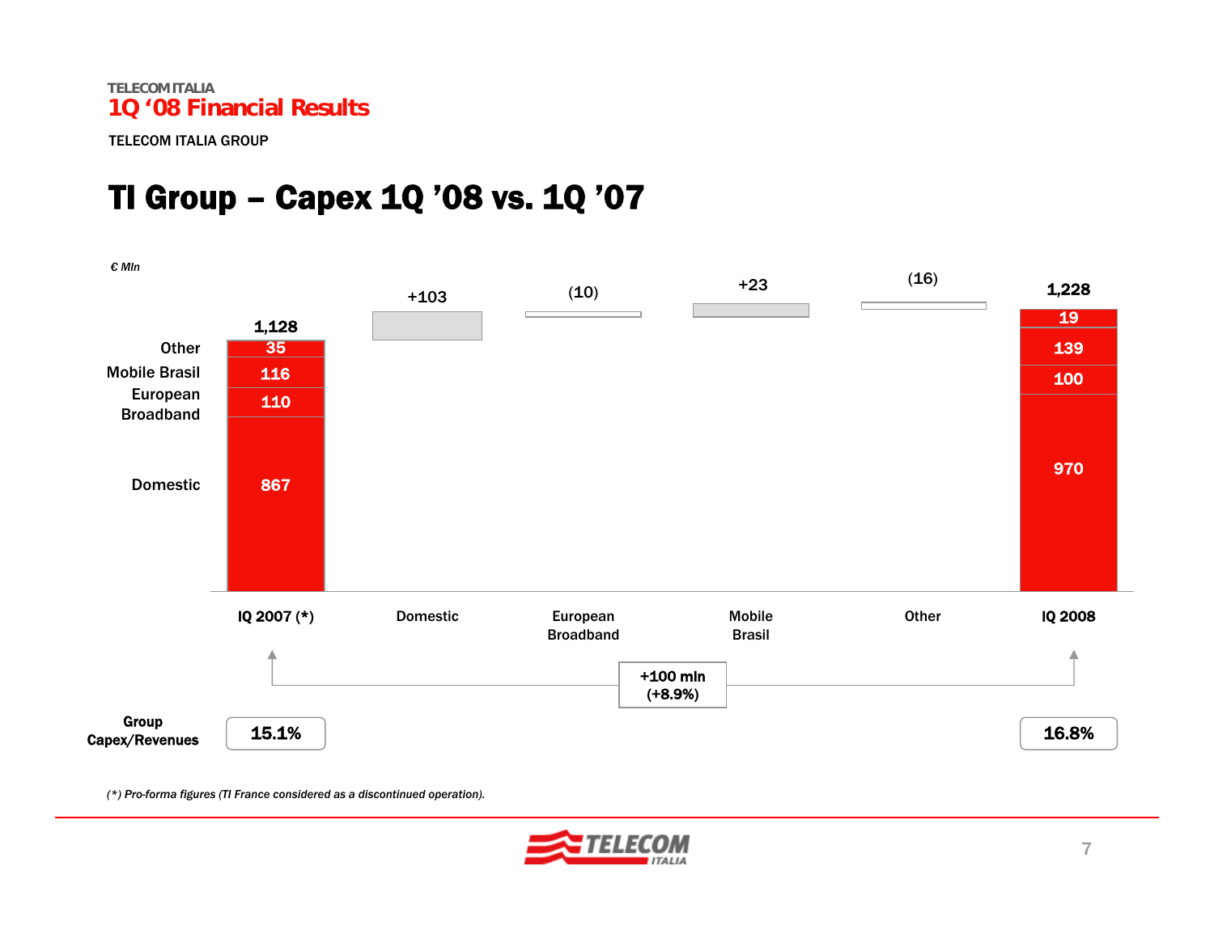TELECOM ITALIA
**1Q '08 Financial Results**

TELECOM ITALIA GROUP

# TI Group – Capex 1Q '08 vs. 1Q '07

*€ Mln*

| | IQ 2007 (*) | Domestic | European Broadband | Mobile Brasil | Other | IQ 2008 |
|---|---|---|---|---|---|---|
| Total | 1,128 | +103 | (10) | +23 | (16) | 1,228 |
| Other | 35 | | | | | 19 |
| Mobile Brasil | 116 | | | | | 139 |
| European Broadband | 110 | | | | | 100 |
| Domestic | 867 | | | | | 970 |

+100 mln (+8.9%)

| | IQ 2007 (*) | IQ 2008 |
|---|---|---|
| Group Capex/Revenues | 15.1% | 16.8% |

*(\*) Pro-forma figures (TI France considered as a discontinued operation).*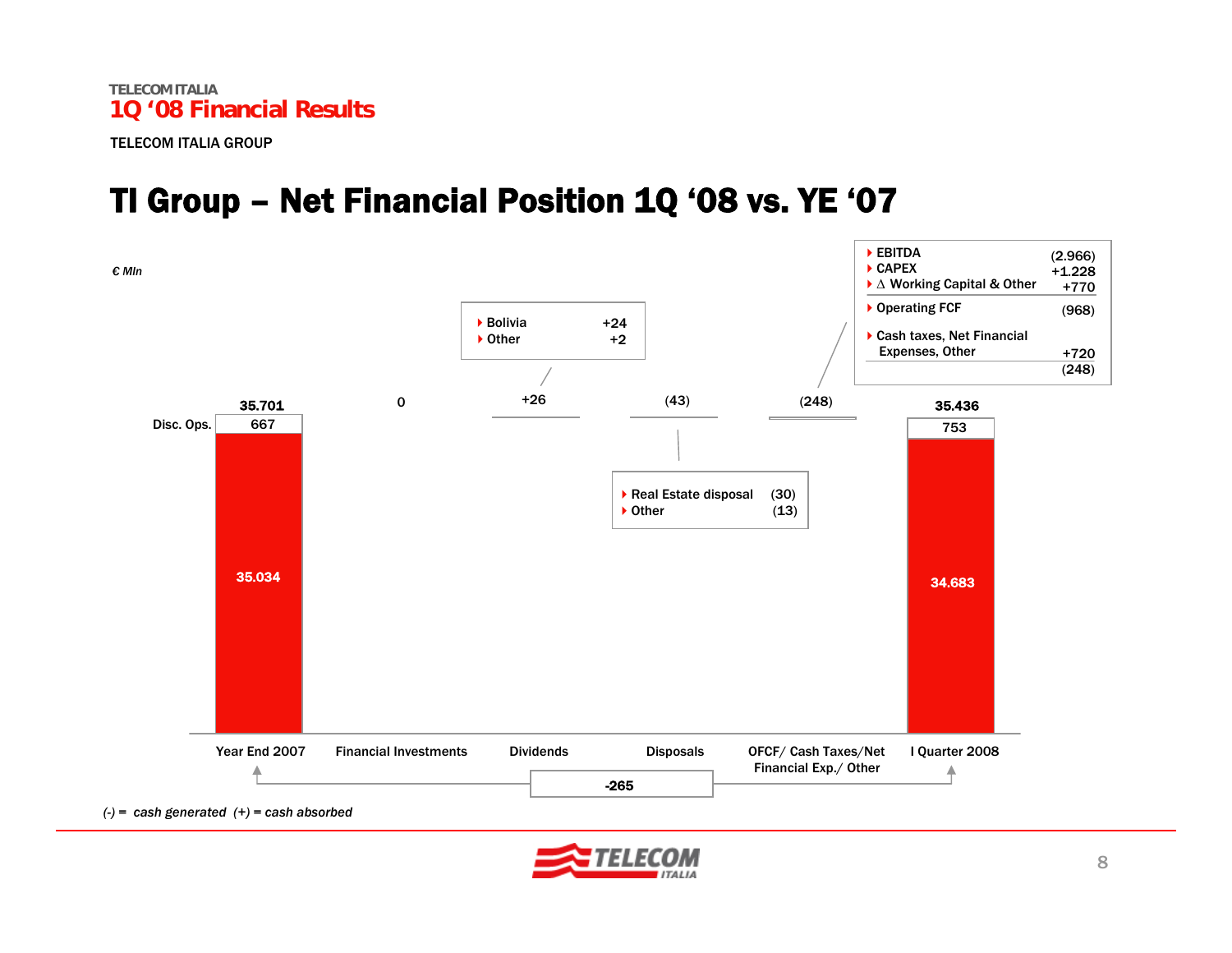TELECOM ITALIA
## 1Q '08 Financial Results

TELECOM ITALIA GROUP

# TI Group – Net Financial Position 1Q '08 vs. YE '07

*€ Mln*

| | Year End 2007 | Financial Investments | Dividends | Disposals | OFCF/ Cash Taxes/Net Financial Exp./ Other | I Quarter 2008 |
|---|---|---|---|---|---|---|
| Total | 35.701 | 0 | +26 | (43) | (248) | 35.436 |
| Disc. Ops. | 667 | | | | | 753 |
| | 35.034 | | | | | 34.683 |

Change Year End 2007 → I Quarter 2008: **-265**

**Dividends:**

- Bolivia +24
- Other +2

**Disposals:**

- Real Estate disposal (30)
- Other (13)

**OFCF/ Cash Taxes/Net Financial Exp./ Other:**

| | |
|---|---|
| EBITDA | (2.966) |
| CAPEX | +1.228 |
| Δ Working Capital & Other | +770 |
| Operating FCF | (968) |
| Cash taxes, Net Financial Expenses, Other | +720 |
| | (248) |

*(-) = cash generated (+) = cash absorbed*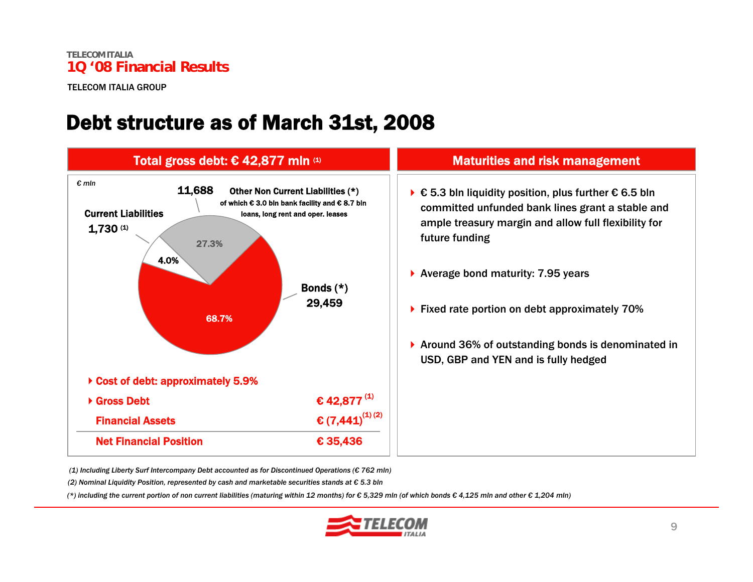TELECOM ITALIA
1Q '08 Financial Results

TELECOM ITALIA GROUP

# Debt structure as of March 31st, 2008

## Total gross debt: € 42,877 mln (1)

€ mln

- Current Liabilities 1,730 (1) — 4.0%
- Other Non Current Liabilities (*) 11,688 — 27.3% — of which € 3.0 bln bank facility and € 8.7 bln loans, long rent and oper. leases
- Bonds (*) 29,459 — 68.7%

- **Cost of debt: approximately 5.9%**

| | |
|---|---|
| **Gross Debt** | **€ 42,877** (1) |
| **Financial Assets** | **€ (7,441)** (1) (2) |
| **Net Financial Position** | **€ 35,436** |

## Maturities and risk management

- € 5.3 bln liquidity position, plus further € 6.5 bln committed unfunded bank lines grant a stable and ample treasury margin and allow full flexibility for future funding
- Average bond maturity: 7.95 years
- Fixed rate portion on debt approximately 70%
- Around 36% of outstanding bonds is denominated in USD, GBP and YEN and is fully hedged

*(1) Including Liberty Surf Intercompany Debt accounted as for Discontinued Operations (€ 762 mln)*

*(2) Nominal Liquidity Position, represented by cash and marketable securities stands at € 5.3 bln*

*(\*) including the current portion of non current liabilities (maturing within 12 months) for € 5,329 mln (of which bonds € 4,125 mln and other € 1,204 mln)*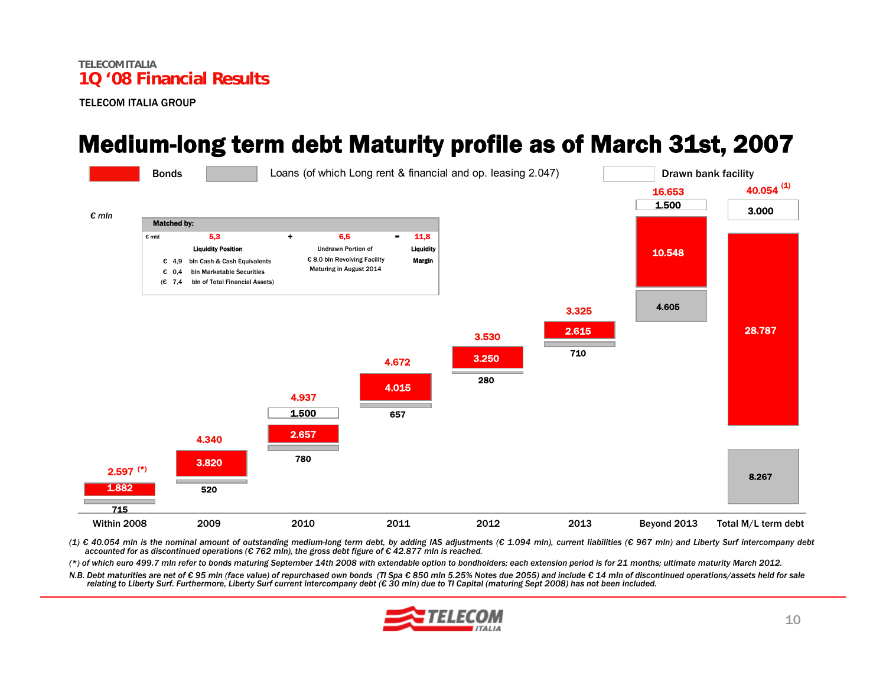TELECOM ITALIA

# 1Q '08 Financial Results

TELECOM ITALIA GROUP

## Medium-long term debt Maturity profile as of March 31st, 2007

Legend: Bonds | Loans (of which Long rent & financial and op. leasing 2.047) | Drawn bank facility

€ mln

**Matched by:**

| € mld | 5,3 | + | 6,5 | = | 11,8 |
|---|---|---|---|---|---|
| | Liquidity Position | | Undrawn Portion of € 8.0 bln Revolving Facility Maturing in August 2014 | | Liquidity Margin |
| | € 4,9 bln Cash & Cash Equivalents | | | | |
| | € 0,4 bln Marketable Securities | | | | |
| | (€ 7,4 bln of Total Financial Assets) | | | | |

| | Within 2008 | 2009 | 2010 | 2011 | 2012 | 2013 | Beyond 2013 | Total M/L term debt |
|---|---|---|---|---|---|---|---|---|
| Drawn bank facility | | | 1.500 | | | | 1.500 | 3.000 |
| Bonds | 1.882 | 3.820 | 2.657 | 4.015 | 3.250 | 2.615 | 10.548 | 28.787 |
| Loans | 715 | 520 | 780 | 657 | 280 | 710 | 4.605 | 8.267 |
| Total | 2.597 (*) | 4.340 | 4.937 | 4.672 | 3.530 | 3.325 | 16.653 | 40.054 (1) |

*(1) € 40.054 mln is the nominal amount of outstanding medium-long term debt, by adding IAS adjustments (€ 1.094 mln), current liabilities (€ 967 mln) and Liberty Surf intercompany debt accounted for as discontinued operations (€ 762 mln), the gross debt figure of € 42.877 mln is reached.*

*(\*) of which euro 499.7 mln refer to bonds maturing September 14th 2008 with extendable option to bondholders; each extension period is for 21 months; ultimate maturity March 2012.*

*N.B. Debt maturities are net of € 95 mln (face value) of repurchased own bonds (TI Spa € 850 mln 5.25% Notes due 2055) and include € 14 mln of discontinued operations/assets held for sale relating to Liberty Surf. Furthermore, Liberty Surf current intercompany debt (€ 30 mln) due to TI Capital (maturing Sept 2008) has not been included.*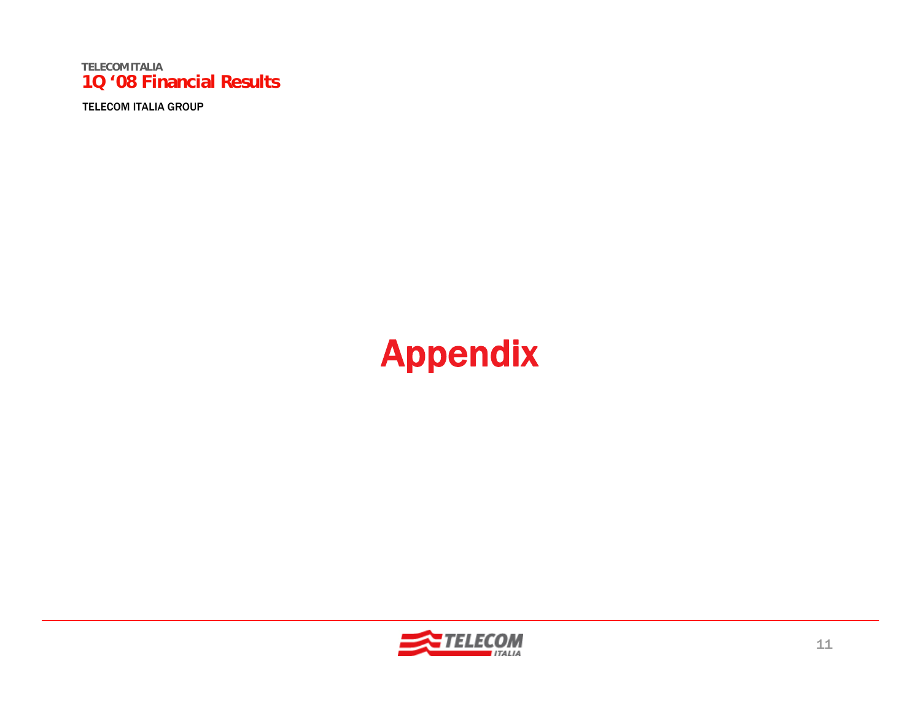# Appendix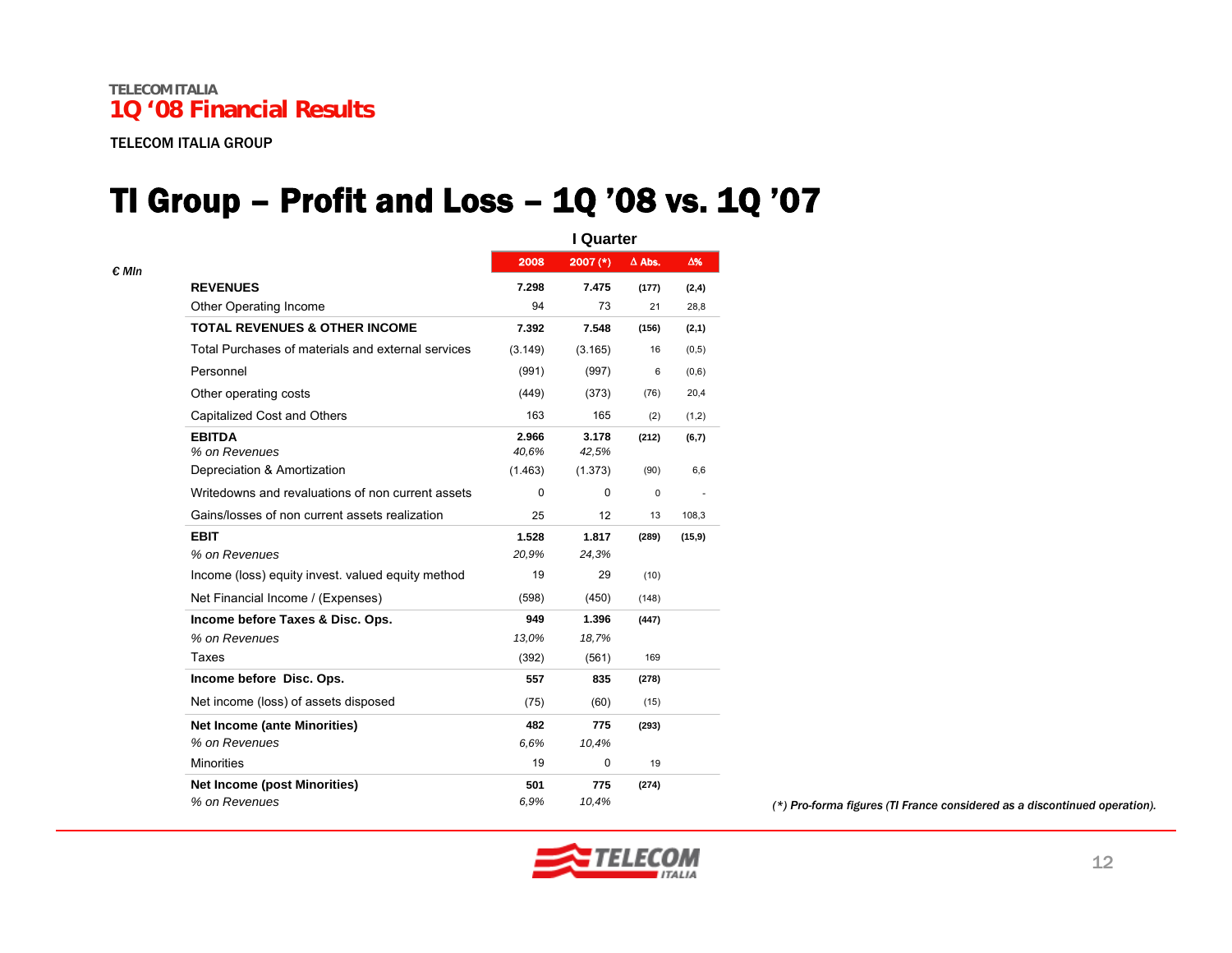TELECOM ITALIA

**1Q '08 Financial Results**

TELECOM ITALIA GROUP

# TI Group – Profit and Loss – 1Q '08 vs. 1Q '07

| *€ Mln* | I Quarter | | | |
|---|---|---|---|---|
| | **2008** | **2007 (*)** | **Δ Abs.** | **Δ%** |
| **REVENUES** | **7.298** | **7.475** | **(177)** | **(2,4)** |
| Other Operating Income | 94 | 73 | 21 | 28,8 |
| **TOTAL REVENUES & OTHER INCOME** | **7.392** | **7.548** | **(156)** | **(2,1)** |
| Total Purchases of materials and external services | (3.149) | (3.165) | 16 | (0,5) |
| Personnel | (991) | (997) | 6 | (0,6) |
| Other operating costs | (449) | (373) | (76) | 20,4 |
| Capitalized Cost and Others | 163 | 165 | (2) | (1,2) |
| **EBITDA** | **2.966** | **3.178** | **(212)** | **(6,7)** |
| *% on Revenues* | *40,6%* | *42,5%* | | |
| Depreciation & Amortization | (1.463) | (1.373) | (90) | 6,6 |
| Writedowns and revaluations of non current assets | 0 | 0 | 0 | - |
| Gains/losses of non current assets realization | 25 | 12 | 13 | 108,3 |
| **EBIT** | **1.528** | **1.817** | **(289)** | **(15,9)** |
| *% on Revenues* | *20,9%* | *24,3%* | | |
| Income (loss) equity invest. valued equity method | 19 | 29 | (10) | |
| Net Financial Income / (Expenses) | (598) | (450) | (148) | |
| **Income before Taxes & Disc. Ops.** | **949** | **1.396** | **(447)** | |
| *% on Revenues* | *13,0%* | *18,7%* | | |
| Taxes | (392) | (561) | 169 | |
| **Income before Disc. Ops.** | **557** | **835** | **(278)** | |
| Net income (loss) of assets disposed | (75) | (60) | (15) | |
| **Net Income (ante Minorities)** | **482** | **775** | **(293)** | |
| *% on Revenues* | *6,6%* | *10,4%* | | |
| Minorities | 19 | 0 | 19 | |
| **Net Income (post Minorities)** | **501** | **775** | **(274)** | |
| *% on Revenues* | *6,9%* | *10,4%* | | |

*(*) Pro-forma figures (TI France considered as a discontinued operation).*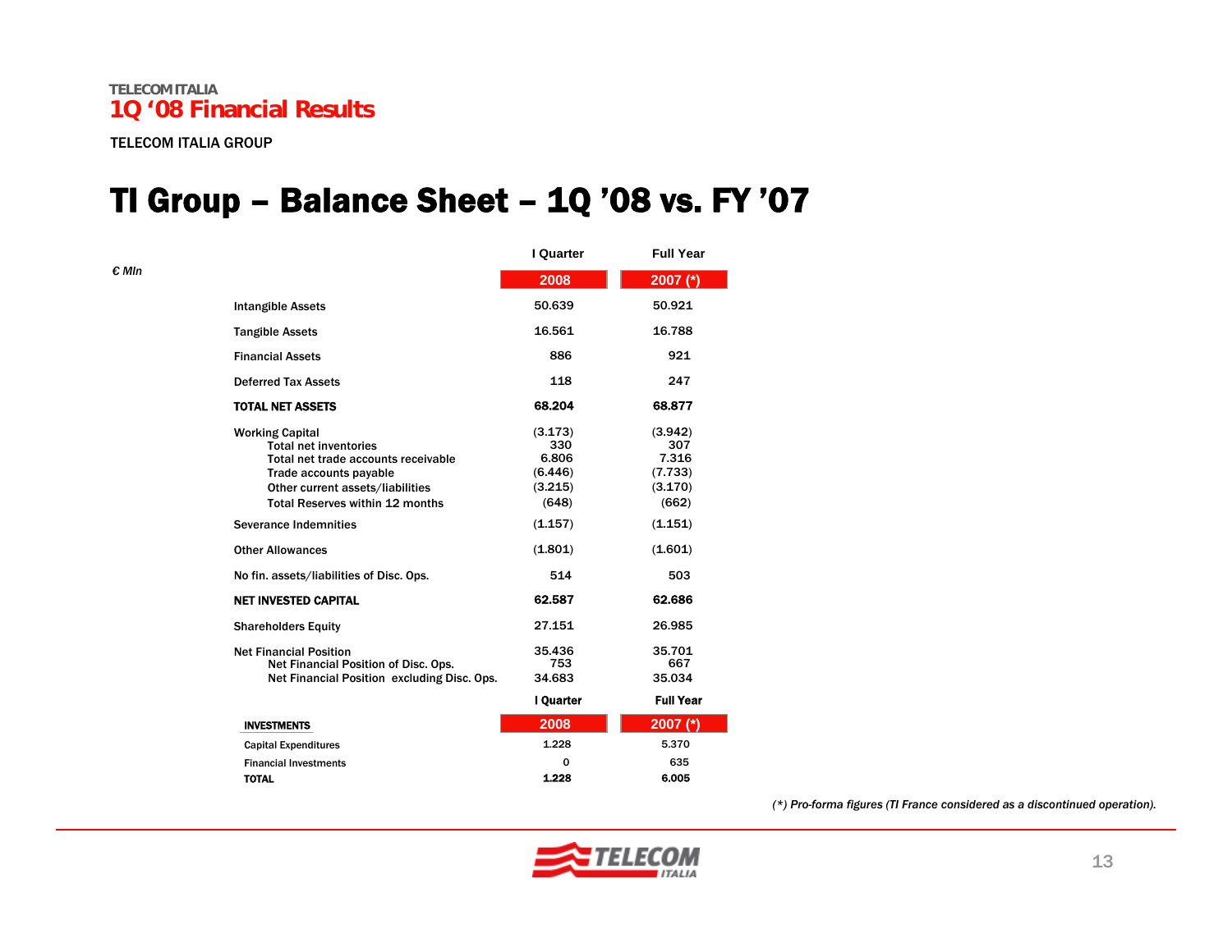# TI Group – Balance Sheet – 1Q '08 vs. FY '07

| € Mln | I Quarter 2008 | Full Year 2007 (*) |
|---|---|---|
| Intangible Assets | 50.639 | 50.921 |
| Tangible Assets | 16.561 | 16.788 |
| Financial Assets | 886 | 921 |
| Deferred Tax Assets | 118 | 247 |
| **TOTAL NET ASSETS** | **68.204** | **68.877** |
| Working Capital | (3.173) | (3.942) |
| Total net inventories | 330 | 307 |
| Total net trade accounts receivable | 6.806 | 7.316 |
| Trade accounts payable | (6.446) | (7.733) |
| Other current assets/liabilities | (3.215) | (3.170) |
| Total Reserves within 12 months | (648) | (662) |
| Severance Indemnities | (1.157) | (1.151) |
| Other Allowances | (1.801) | (1.601) |
| No fin. assets/liabilities of Disc. Ops. | 514 | 503 |
| **NET INVESTED CAPITAL** | **62.587** | **62.686** |
| Shareholders Equity | 27.151 | 26.985 |
| Net Financial Position | 35.436 | 35.701 |
| Net Financial Position of Disc. Ops. | 753 | 667 |
| Net Financial Position excluding Disc. Ops. | 34.683 | 35.034 |

| INVESTMENTS | I Quarter 2008 | Full Year 2007 (*) |
|---|---|---|
| Capital Expenditures | 1.228 | 5.370 |
| Financial Investments | 0 | 635 |
| **TOTAL** | **1.228** | **6.005** |

*(*) Pro-forma figures (TI France considered as a discontinued operation).*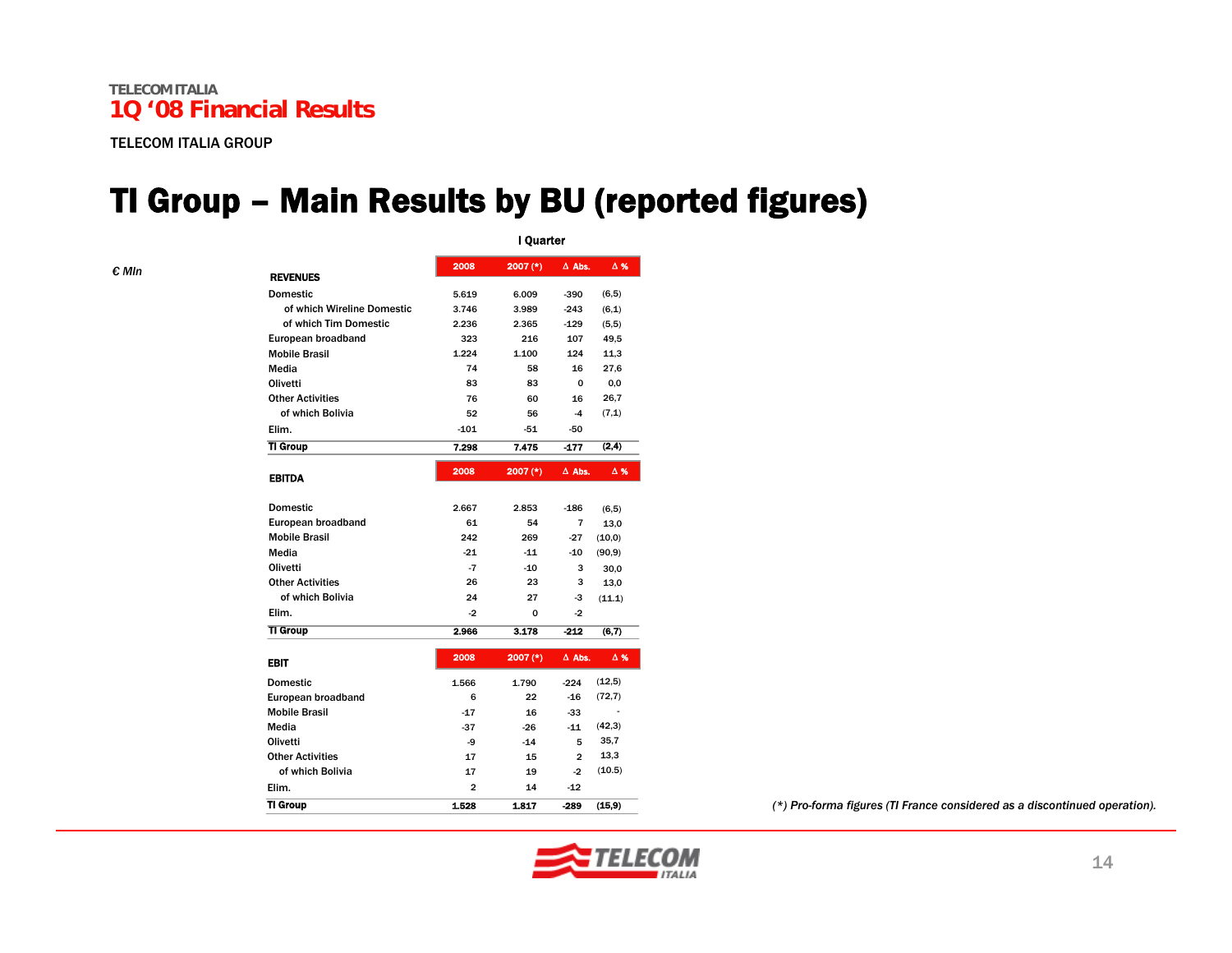TELECOM ITALIA

# 1Q '08 Financial Results

TELECOM ITALIA GROUP

# TI Group – Main Results by BU (reported figures)

€ Mln

| | I Quarter | | | |
|---|---|---|---|---|
| **REVENUES** | **2008** | **2007 (*)** | **Δ Abs.** | **Δ %** |
| Domestic | 5.619 | 6.009 | -390 | (6,5) |
| of which Wireline Domestic | 3.746 | 3.989 | -243 | (6,1) |
| of which Tim Domestic | 2.236 | 2.365 | -129 | (5,5) |
| European broadband | 323 | 216 | 107 | 49,5 |
| Mobile Brasil | 1.224 | 1.100 | 124 | 11,3 |
| Media | 74 | 58 | 16 | 27,6 |
| Olivetti | 83 | 83 | 0 | 0,0 |
| Other Activities | 76 | 60 | 16 | 26,7 |
| of which Bolivia | 52 | 56 | -4 | (7,1) |
| Elim. | -101 | -51 | -50 | |
| **TI Group** | **7.298** | **7.475** | **-177** | **(2,4)** |
| **EBITDA** | **2008** | **2007 (*)** | **Δ Abs.** | **Δ %** |
| Domestic | 2.667 | 2.853 | -186 | (6,5) |
| European broadband | 61 | 54 | 7 | 13,0 |
| Mobile Brasil | 242 | 269 | -27 | (10,0) |
| Media | -21 | -11 | -10 | (90,9) |
| Olivetti | -7 | -10 | 3 | 30,0 |
| Other Activities | 26 | 23 | 3 | 13,0 |
| of which Bolivia | 24 | 27 | -3 | (11.1) |
| Elim. | -2 | 0 | -2 | |
| **TI Group** | **2.966** | **3.178** | **-212** | **(6,7)** |
| **EBIT** | **2008** | **2007 (*)** | **Δ Abs.** | **Δ %** |
| Domestic | 1.566 | 1.790 | -224 | (12,5) |
| European broadband | 6 | 22 | -16 | (72,7) |
| Mobile Brasil | -17 | 16 | -33 | - |
| Media | -37 | -26 | -11 | (42,3) |
| Olivetti | -9 | -14 | 5 | 35,7 |
| Other Activities | 17 | 15 | 2 | 13,3 |
| of which Bolivia | 17 | 19 | -2 | (10.5) |
| Elim. | 2 | 14 | -12 | |
| **TI Group** | **1.528** | **1.817** | **-289** | **(15,9)** |

*(*) Pro-forma figures (TI France considered as a discontinued operation).*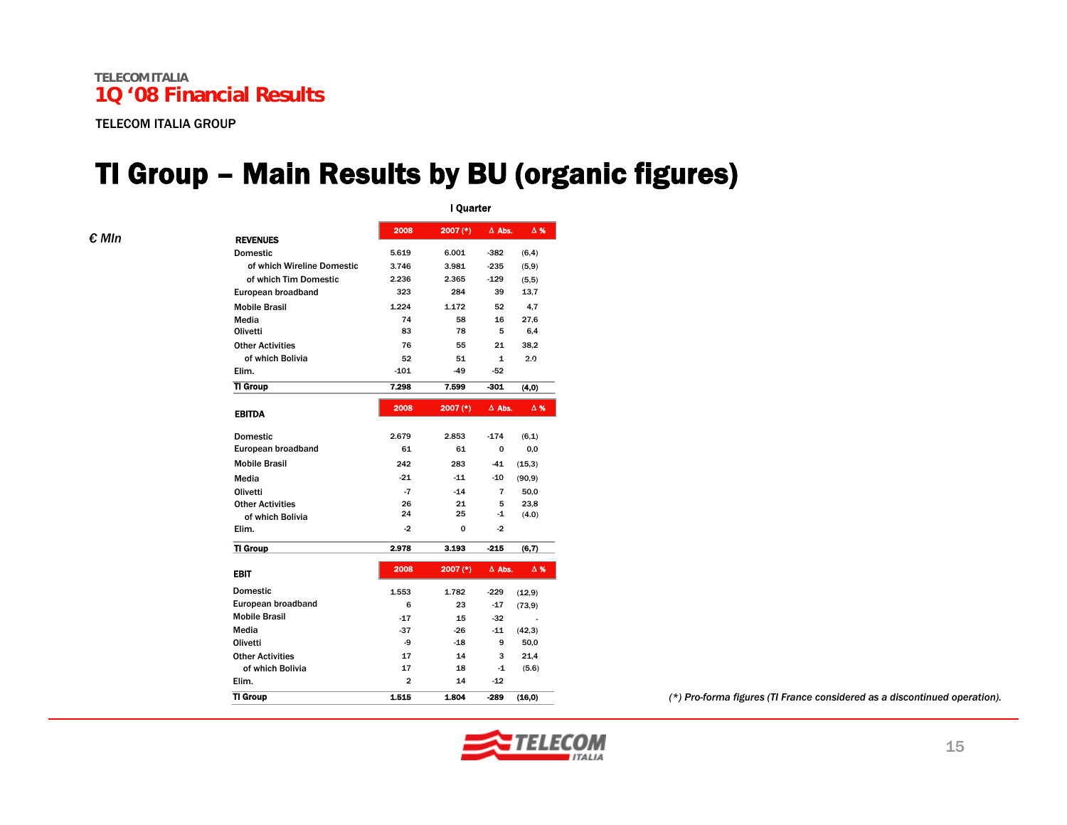TELECOM ITALIA
## 1Q '08 Financial Results

TELECOM ITALIA GROUP

# TI Group – Main Results by BU (organic figures)

*€ Mln*

**I Quarter**

| REVENUES | 2008 | 2007 (*) | Δ Abs. | Δ % |
|---|---|---|---|---|
| Domestic | 5.619 | 6.001 | -382 | (6,4) |
| of which Wireline Domestic | 3.746 | 3.981 | -235 | (5,9) |
| of which Tim Domestic | 2.236 | 2.365 | -129 | (5,5) |
| European broadband | 323 | 284 | 39 | 13,7 |
| Mobile Brasil | 1.224 | 1.172 | 52 | 4,7 |
| Media | 74 | 58 | 16 | 27,6 |
| Olivetti | 83 | 78 | 5 | 6,4 |
| Other Activities | 76 | 55 | 21 | 38,2 |
| of which Bolivia | 52 | 51 | 1 | 2.0 |
| Elim. | -101 | -49 | -52 | |
| **TI Group** | **7.298** | **7.599** | **-301** | **(4,0)** |

| EBITDA | 2008 | 2007 (*) | Δ Abs. | Δ % |
|---|---|---|---|---|
| Domestic | 2.679 | 2.853 | -174 | (6,1) |
| European broadband | 61 | 61 | 0 | 0,0 |
| Mobile Brasil | 242 | 283 | -41 | (15,3) |
| Media | -21 | -11 | -10 | (90,9) |
| Olivetti | -7 | -14 | 7 | 50,0 |
| Other Activities | 26 | 21 | 5 | 23,8 |
| of which Bolivia | 24 | 25 | -1 | (4.0) |
| Elim. | -2 | 0 | -2 | |
| **TI Group** | **2.978** | **3.193** | **-215** | **(6,7)** |

| EBIT | 2008 | 2007 (*) | Δ Abs. | Δ % |
|---|---|---|---|---|
| Domestic | 1.553 | 1.782 | -229 | (12,9) |
| European broadband | 6 | 23 | -17 | (73,9) |
| Mobile Brasil | -17 | 15 | -32 | - |
| Media | -37 | -26 | -11 | (42,3) |
| Olivetti | -9 | -18 | 9 | 50,0 |
| Other Activities | 17 | 14 | 3 | 21,4 |
| of which Bolivia | 17 | 18 | -1 | (5.6) |
| Elim. | 2 | 14 | -12 | |
| **TI Group** | **1.515** | **1.804** | **-289** | **(16,0)** |

*(*) Pro-forma figures (TI France considered as a discontinued operation).*